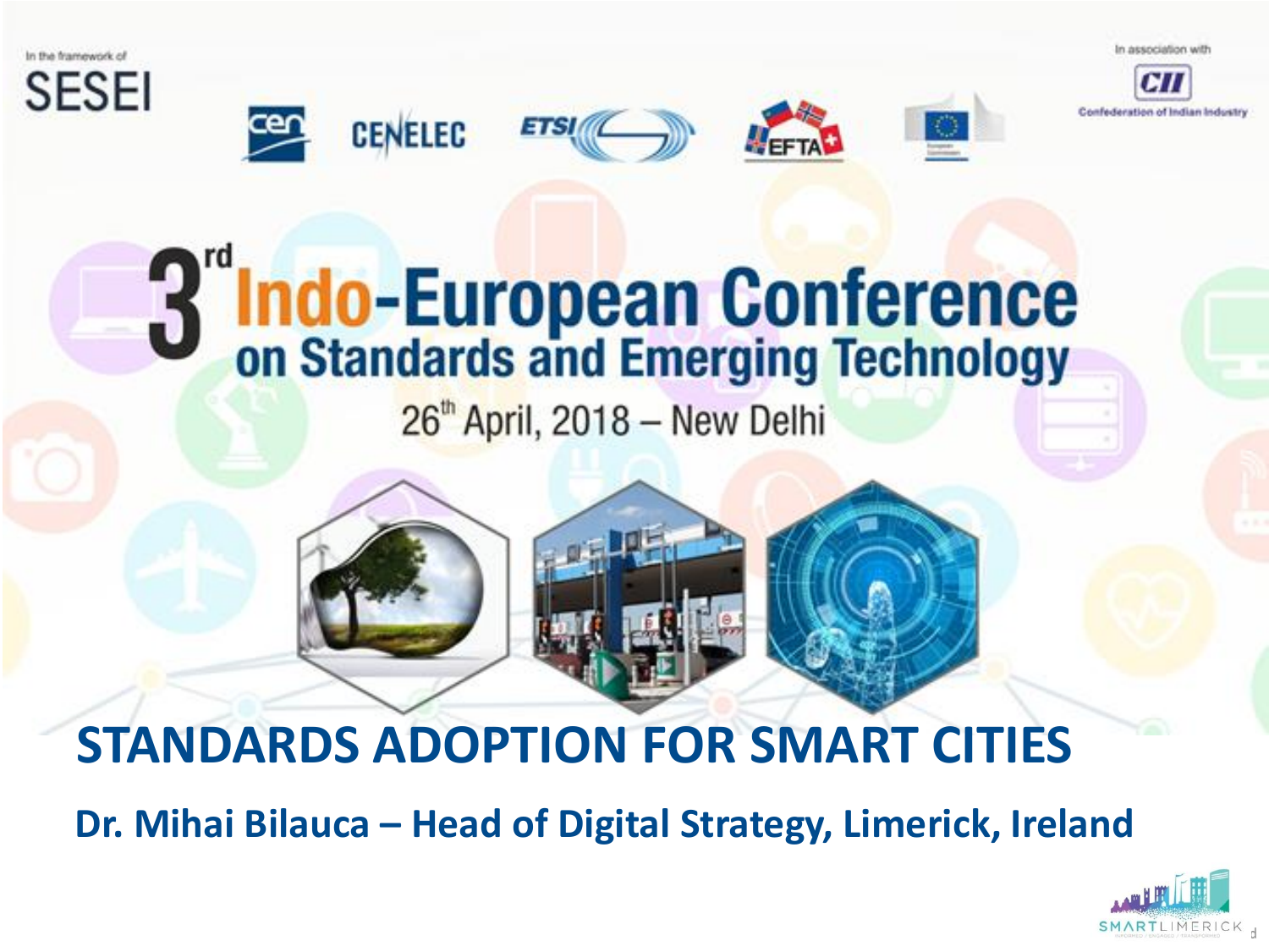In the framework of

SESEI

In association with

CII
Confederation of Indian Industry

# 3rd Indo-European Conference on Standards and Emerging Technology

26th April, 2018 – New Delhi

## STANDARDS ADOPTION FOR SMART CITIES

**Dr. Mihai Bilauca – Head of Digital Strategy, Limerick, Ireland**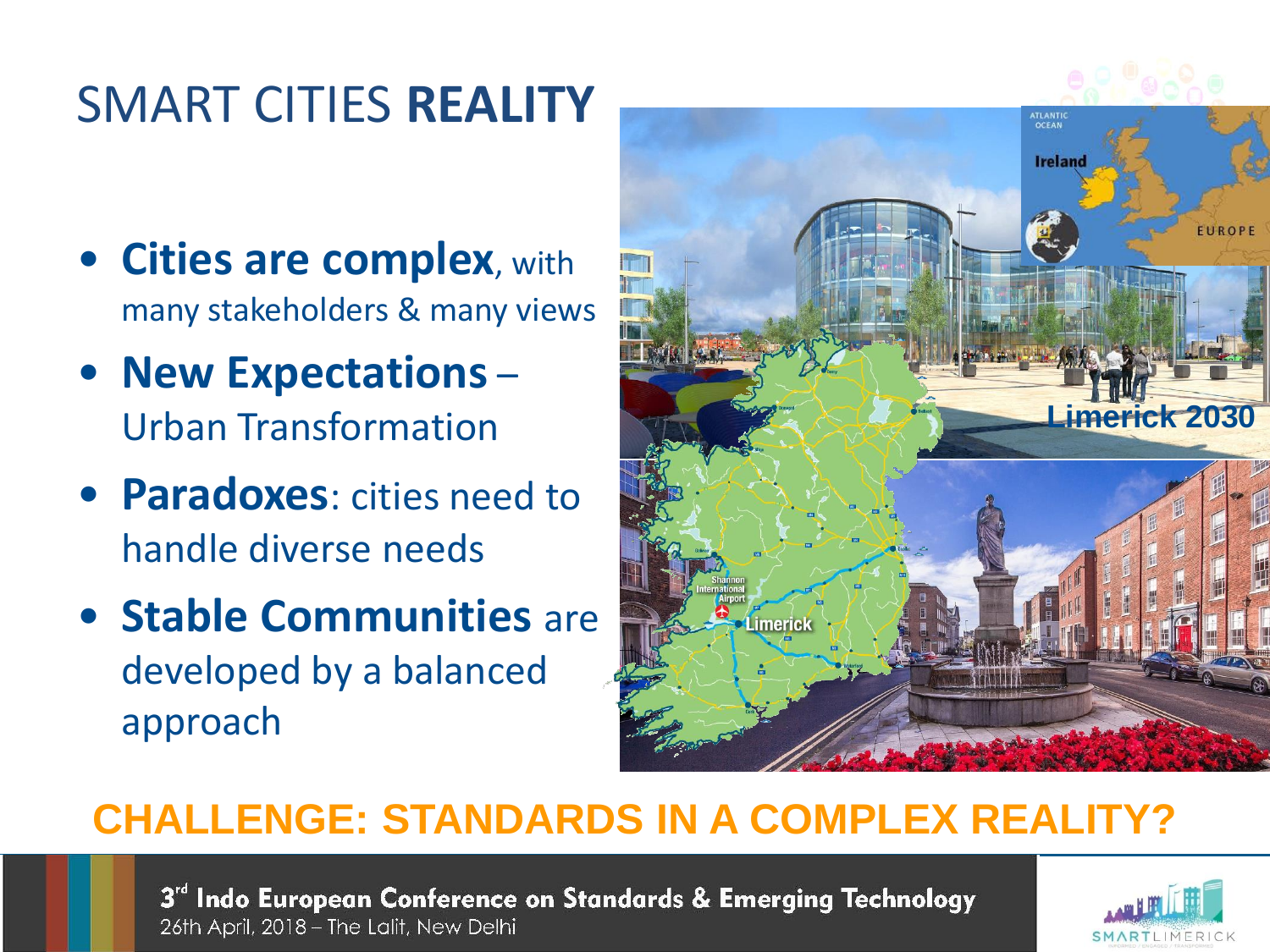# SMART CITIES **REALITY**

- **Cities are complex**, with many stakeholders & many views
- **New Expectations** – Urban Transformation
- **Paradoxes**: cities need to handle diverse needs
- **Stable Communities** are developed by a balanced approach

**CHALLENGE: STANDARDS IN A COMPLEX REALITY?**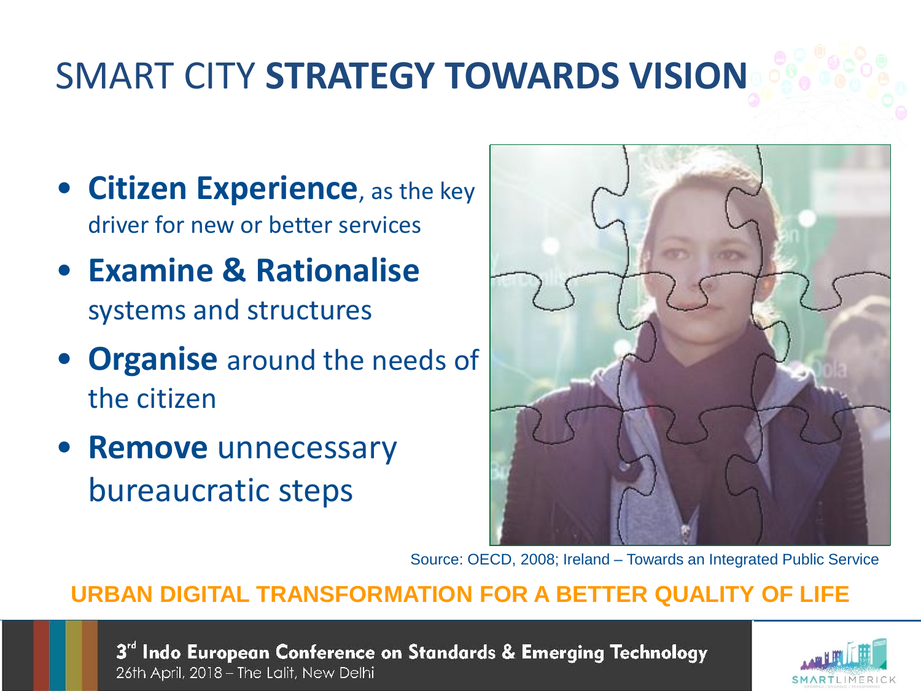# SMART CITY **STRATEGY TOWARDS VISION**

- **Citizen Experience**, as the key driver for new or better services
- **Examine & Rationalise** systems and structures
- **Organise** around the needs of the citizen
- **Remove** unnecessary bureaucratic steps

Source: OECD, 2008; Ireland – Towards an Integrated Public Service

**URBAN DIGITAL TRANSFORMATION FOR A BETTER QUALITY OF LIFE**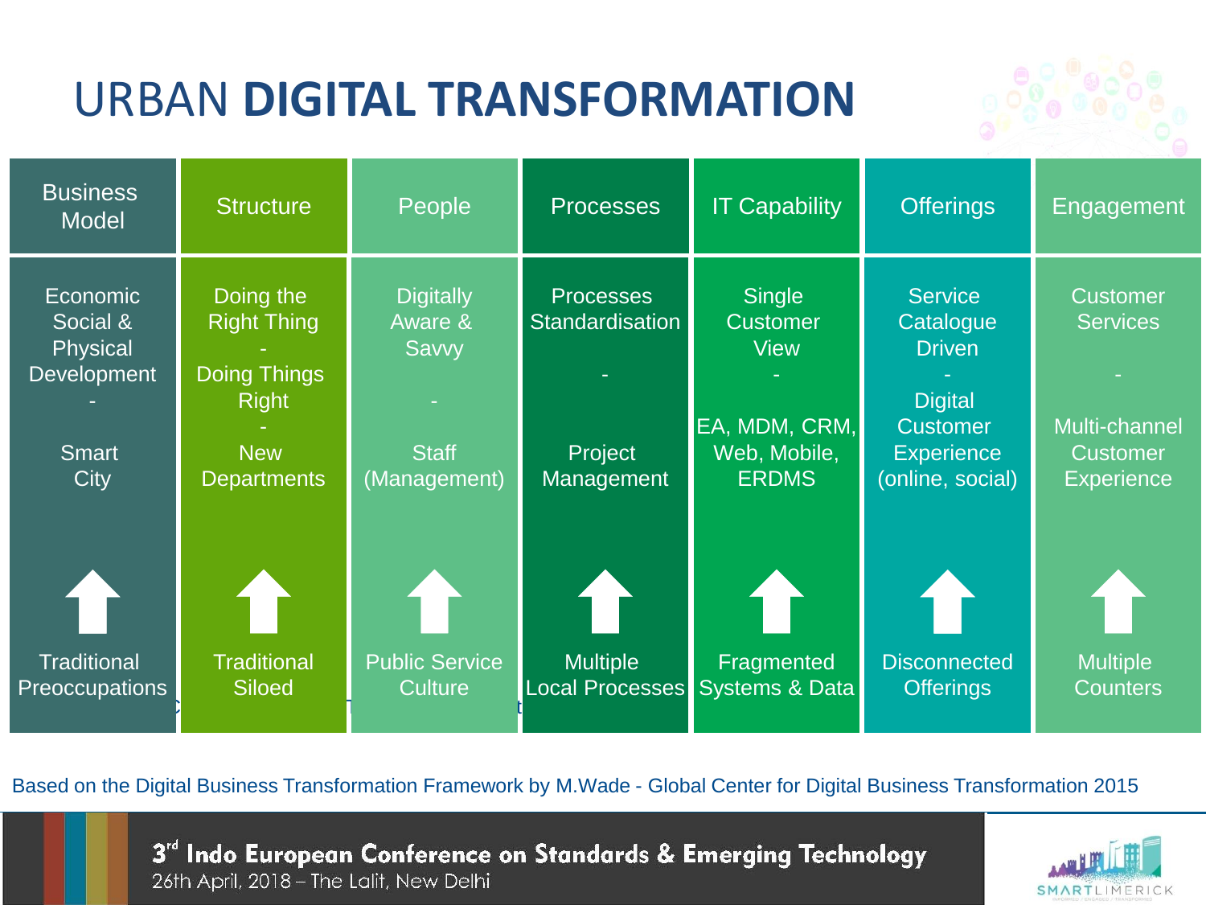# URBAN **DIGITAL TRANSFORMATION**

| Business Model | Structure | People | Processes | IT Capability | Offerings | Engagement |
|---|---|---|---|---|---|---|
| Economic Social & Physical Development - Smart City | Doing the Right Thing - Doing Things Right - New Departments | Digitally Aware & Savvy - Staff (Management) | Processes Standardisation - Project Management | Single Customer View - EA, MDM, CRM, Web, Mobile, ERDMS | Service Catalogue Driven - Digital Customer Experience (online, social) | Customer Services - Multi-channel Customer Experience |
| ⬆ | ⬆ | ⬆ | ⬆ | ⬆ | ⬆ | ⬆ |
| Traditional Preoccupations | Traditional Siloed | Public Service Culture | Multiple Local Processes | Fragmented Systems & Data | Disconnected Offerings | Multiple Counters |

Based on the Digital Business Transformation Framework by M.Wade - Global Center for Digital Business Transformation 2015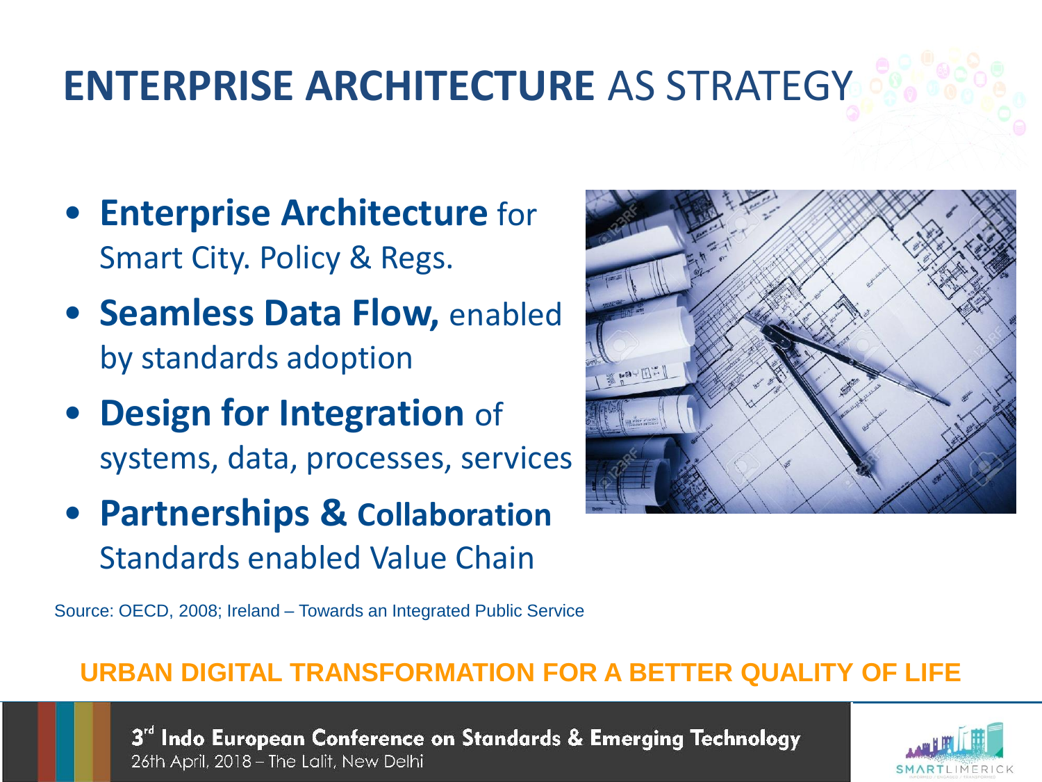# ENTERPRISE ARCHITECTURE AS STRATEGY

- **Enterprise Architecture** for Smart City. Policy & Regs.
- **Seamless Data Flow,** enabled by standards adoption
- **Design for Integration** of systems, data, processes, services
- **Partnerships & Collaboration** Standards enabled Value Chain

Source: OECD, 2008; Ireland – Towards an Integrated Public Service

**URBAN DIGITAL TRANSFORMATION FOR A BETTER QUALITY OF LIFE**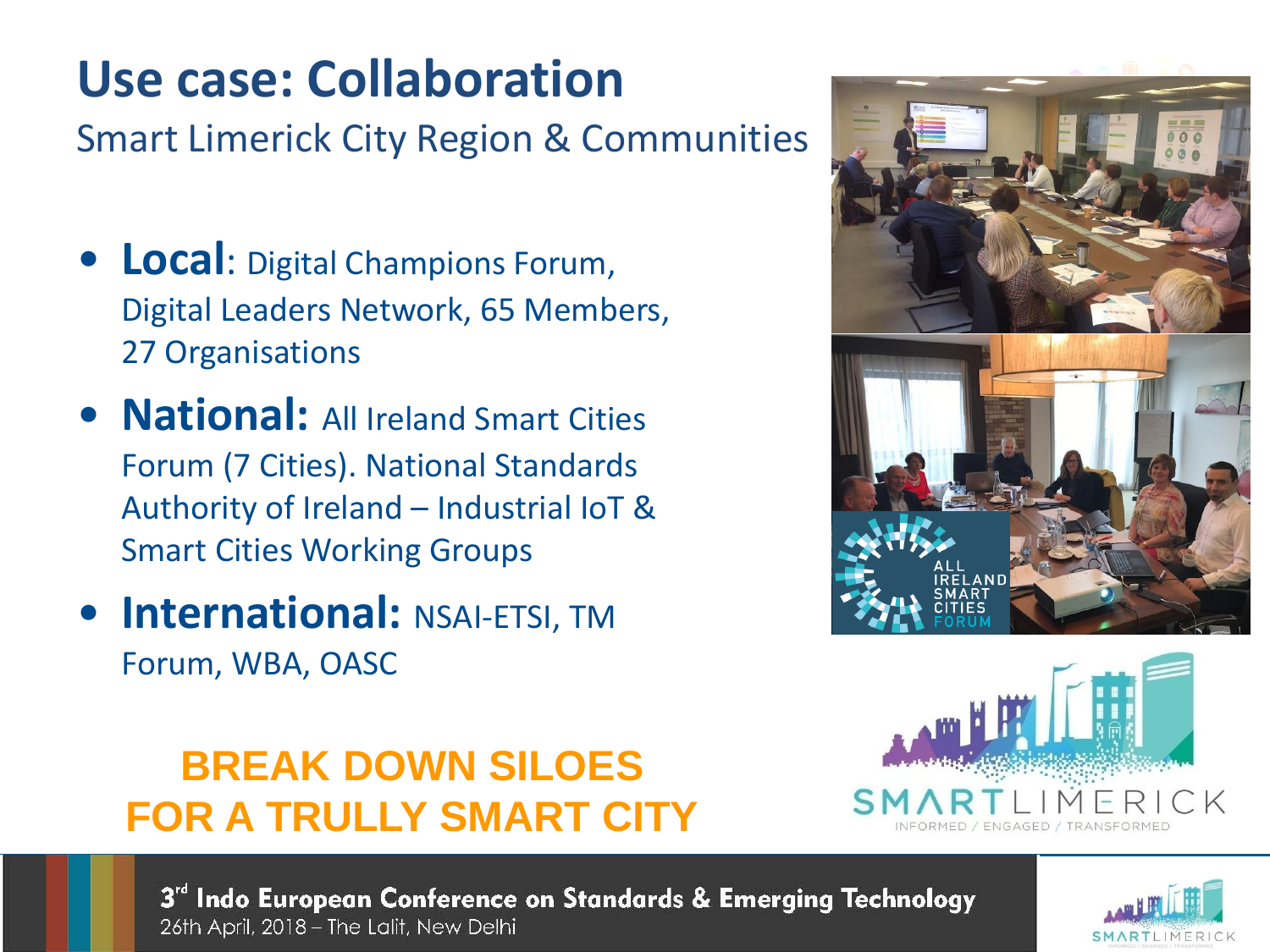# Use case: Collaboration

Smart Limerick City Region & Communities

- **Local**: Digital Champions Forum, Digital Leaders Network, 65 Members, 27 Organisations
- **National:** All Ireland Smart Cities Forum (7 Cities). National Standards Authority of Ireland – Industrial IoT & Smart Cities Working Groups
- **International:** NSAI-ETSI, TM Forum, WBA, OASC

**BREAK DOWN SILOES FOR A TRULLY SMART CITY**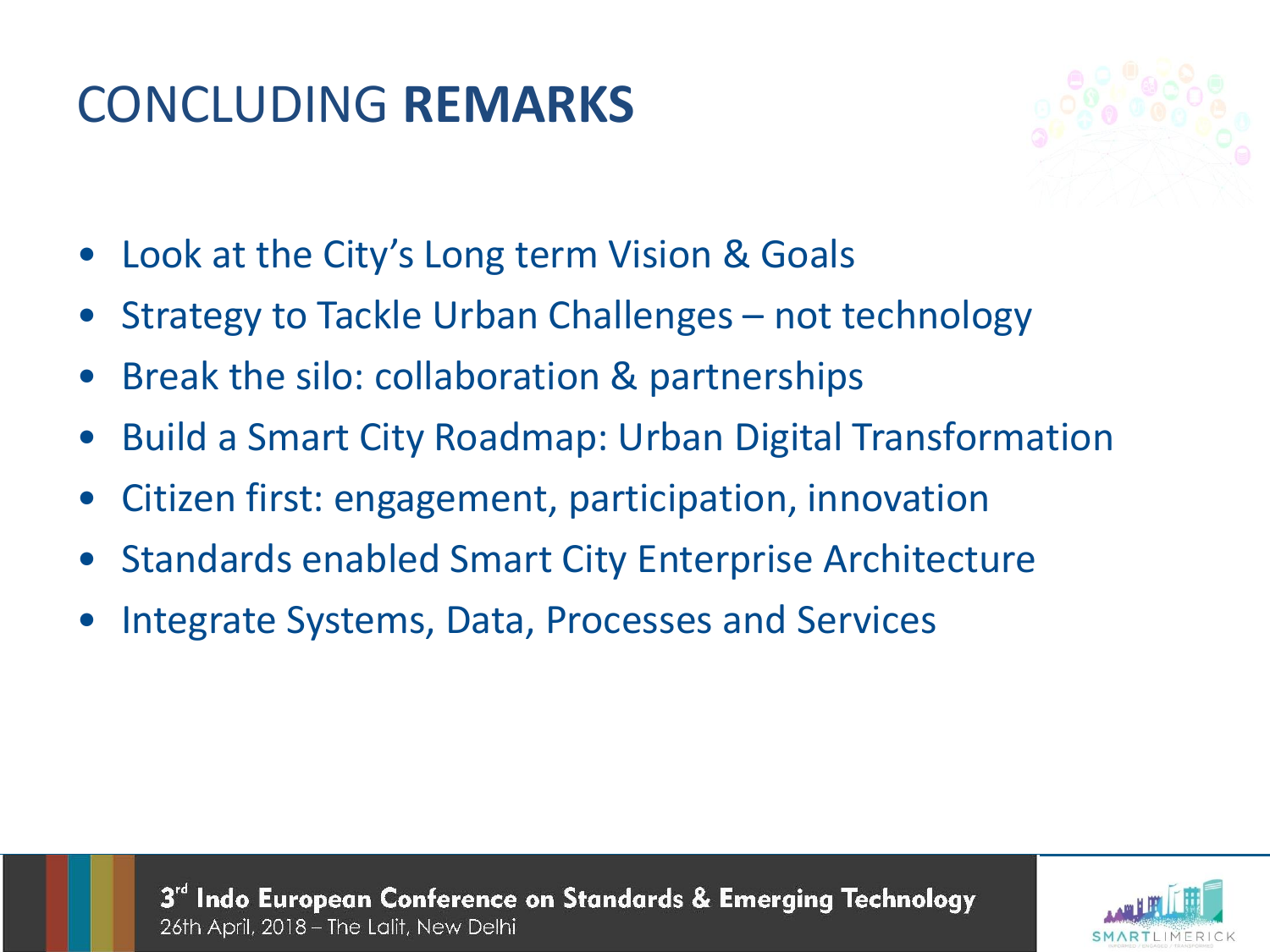# CONCLUDING **REMARKS**

- Look at the City's Long term Vision & Goals
- Strategy to Tackle Urban Challenges – not technology
- Break the silo: collaboration & partnerships
- Build a Smart City Roadmap: Urban Digital Transformation
- Citizen first: engagement, participation, innovation
- Standards enabled Smart City Enterprise Architecture
- Integrate Systems, Data, Processes and Services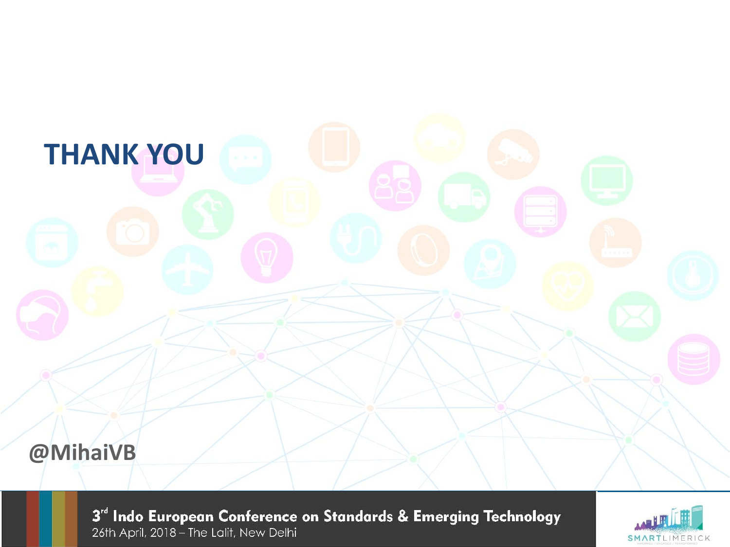# THANK YOU

@MihaiVB